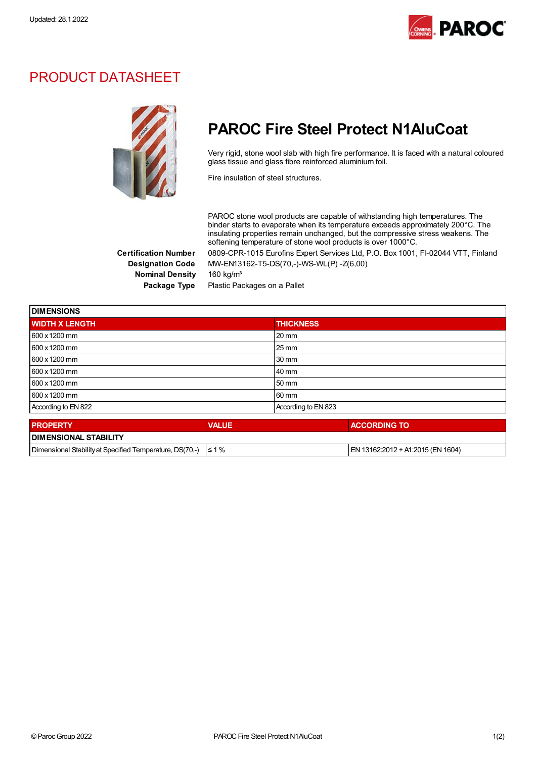Updated: 28.1.2022

# PRODUCT DATASHEET

## PAROC Fire Steel Protect N1AluCoat

Very rigid, stone wool slab with high fire performance. It is faced with a natural coloured glass tissue and glass fibre reinforced aluminium foil.

Fire insulation of steel structures.

PAROC stone wool products are capable of withstanding high temperatures. The binder starts to evaporate when its temperature exceeds approximately 200°C. The insulating properties remain unchanged, but the compressive stress weakens. The softening temperature of stone wool products is over 1000°C.

**Certification Number** 0809-CPR-1015 Eurofins Expert Services Ltd, P.O. Box 1001, FI-02044 VTT, Finland

**Designation Code** MW-EN13162-T5-DS(70,-)-WS-WL(P) -Z(6,00)

**Nominal Density** 160 kg/m³

**Package Type** Plastic Packages on a Pallet

| DIMENSIONS | |
|---|---|
| **WIDTH X LENGTH** | **THICKNESS** |
| 600 x 1200 mm | 20 mm |
| 600 x 1200 mm | 25 mm |
| 600 x 1200 mm | 30 mm |
| 600 x 1200 mm | 40 mm |
| 600 x 1200 mm | 50 mm |
| 600 x 1200 mm | 60 mm |
| According to EN 822 | According to EN 823 |

| PROPERTY | VALUE | ACCORDING TO |
|---|---|---|
| **DIMENSIONAL STABILITY** | | |
| Dimensional Stability at Specified Temperature, DS(70,-) | ≤ 1 % | EN 13162:2012 + A1:2015 (EN 1604) |

© Paroc Group 2022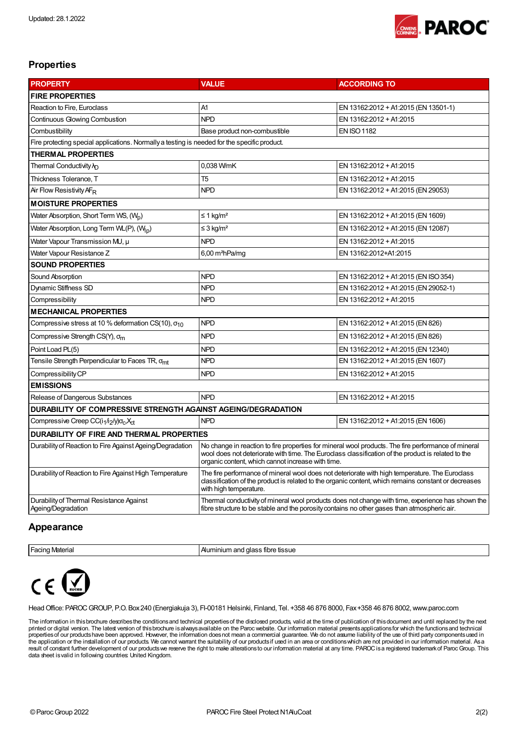Updated: 28.1.2022

## Properties

| PROPERTY | VALUE | ACCORDING TO |
|---|---|---|
| **FIRE PROPERTIES** | | |
| Reaction to Fire, Euroclass | A1 | EN 13162:2012 + A1:2015 (EN 13501-1) |
| Continuous Glowing Combustion | NPD | EN 13162:2012 + A1:2015 |
| Combustibility | Base product non-combustible | EN ISO 1182 |
| Fire protecting special applications. Normally a testing is needed for the specific product. | | |
| **THERMAL PROPERTIES** | | |
| Thermal Conductivity $\lambda_D$ | 0,038 W/mK | EN 13162:2012 + A1:2015 |
| Thickness Tolerance, T | T5 | EN 13162:2012 + A1:2015 |
| Air Flow Resistivity $AF_R$ | NPD | EN 13162:2012 + A1:2015 (EN 29053) |
| **MOISTURE PROPERTIES** | | |
| Water Absorption, Short Term WS, ($W_p$) | ≤ 1 kg/m² | EN 13162:2012 + A1:2015 (EN 1609) |
| Water Absorption, Long Term WL(P), ($W_{lp}$) | ≤ 3 kg/m² | EN 13162:2012 + A1:2015 (EN 12087) |
| Water Vapour Transmission MU, μ | NPD | EN 13162:2012 + A1:2015 |
| Water Vapour Resistance Z | 6,00 m²hPa/mg | EN 13162:2012+A1:2015 |
| **SOUND PROPERTIES** | | |
| Sound Absorption | NPD | EN 13162:2012 + A1:2015 (EN ISO 354) |
| Dynamic Stiffness SD | NPD | EN 13162:2012 + A1:2015 (EN 29052-1) |
| Compressibility | NPD | EN 13162:2012 + A1:2015 |
| **MECHANICAL PROPERTIES** | | |
| Compressive stress at 10 % deformation CS(10), $\sigma_{10}$ | NPD | EN 13162:2012 + A1:2015 (EN 826) |
| Compressive Strength CS(Y), $\sigma_m$ | NPD | EN 13162:2012 + A1:2015 (EN 826) |
| Point Load PL(5) | NPD | EN 13162:2012 + A1:2015 (EN 12340) |
| Tensile Strength Perpendicular to Faces TR, $\sigma_{mt}$ | NPD | EN 13162:2012 + A1:2015 (EN 1607) |
| Compressibility CP | NPD | EN 13162:2012 + A1:2015 |
| **EMISSIONS** | | |
| Release of Dangerous Substances | NPD | EN 13162:2012 + A1:2015 |
| **DURABILITY OF COMPRESSIVE STRENGTH AGAINST AGEING/DEGRADATION** | | |
| Compressive Creep $CC(i_1/i_2/y)\sigma_c X_{ct}$ | NPD | EN 13162:2012 + A1:2015 (EN 1606) |
| **DURABILITY OF FIRE AND THERMAL PROPERTIES** | | |
| Durability of Reaction to Fire Against Ageing/Degradation | No change in reaction to fire properties for mineral wool products. The fire performance of mineral wool does not deteriorate with time. The Euroclass classification of the product is related to the organic content, which cannot increase with time. | |
| Durability of Reaction to Fire Against High Temperature | The fire performance of mineral wool does not deteriorate with high temperature. The Euroclass classification of the product is related to the organic content, which remains constant or decreases with high temperature. | |
| Durability of Thermal Resistance Against Ageing/Degradation | Thermal conductivity of mineral wool products does not change with time, experience has shown the fibre structure to be stable and the porosity contains no other gases than atmospheric air. | |

## Appearance

| | |
|---|---|
| Facing Material | Aluminium and glass fibre tissue |

Head Office: PAROC GROUP, P.O. Box 240 (Energiakuja 3), FI-00181 Helsinki, Finland, Tel. +358 46 876 8000, Fax +358 46 876 8002, www.paroc.com

The information in this brochure describes the conditions and technical properties of the disclosed products, valid at the time of publication of this document and until replaced by the next printed or digital version. The latest version of this brochure is always available on the Paroc website. Our information material presents applications for which the functions and technical properties of our products have been approved. However, the information does not mean a commercial guarantee. We do not assume liability of the use of third party components used in the application or the installation of our products. We cannot warrant the suitability of our products if used in an area or conditions which are not provided in our information material. As a result of constant further development of our products we reserve the right to make alterations to our information material at any time. PAROC is a registered trademark of Paroc Group. This data sheet is valid in following countries: United Kingdom.

© Paroc Group 2022 PAROC Fire Steel Protect N1AluCoat